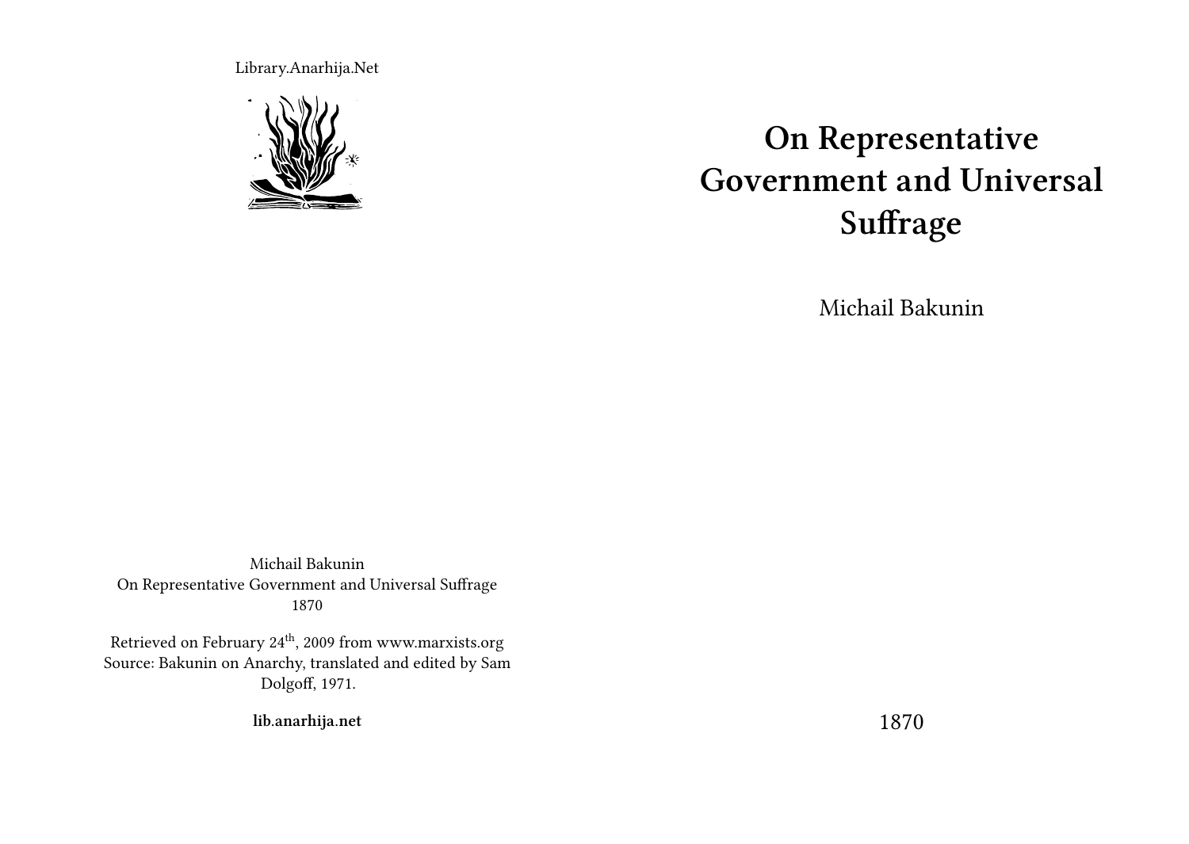Library.Anarhija.Net

# On Representative Government and Universal Suffrage

Michail Bakunin

1870

Michail Bakunin
On Representative Government and Universal Suffrage
1870

Retrieved on February 24th, 2009 from www.marxists.org
Source: Bakunin on Anarchy, translated and edited by Sam Dolgoff, 1971.

**lib.anarhija.net**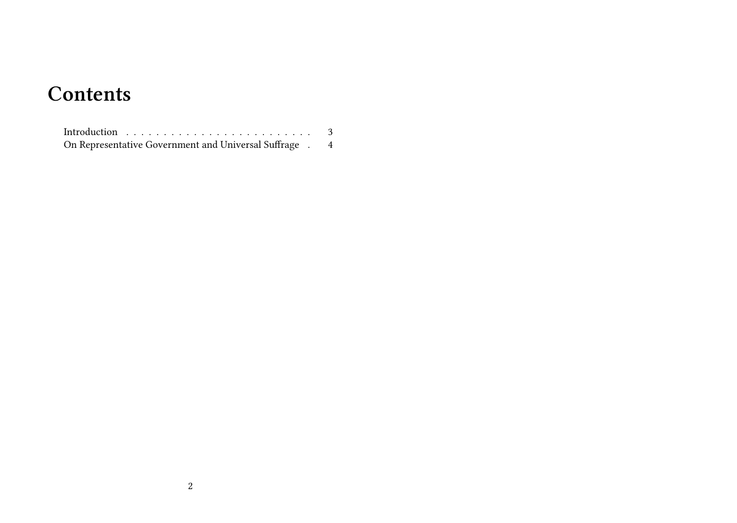# Contents

Introduction . . . . . . . . . . . . . . . . . . . . . . . . . 3
On Representative Government and Universal Suffrage . 4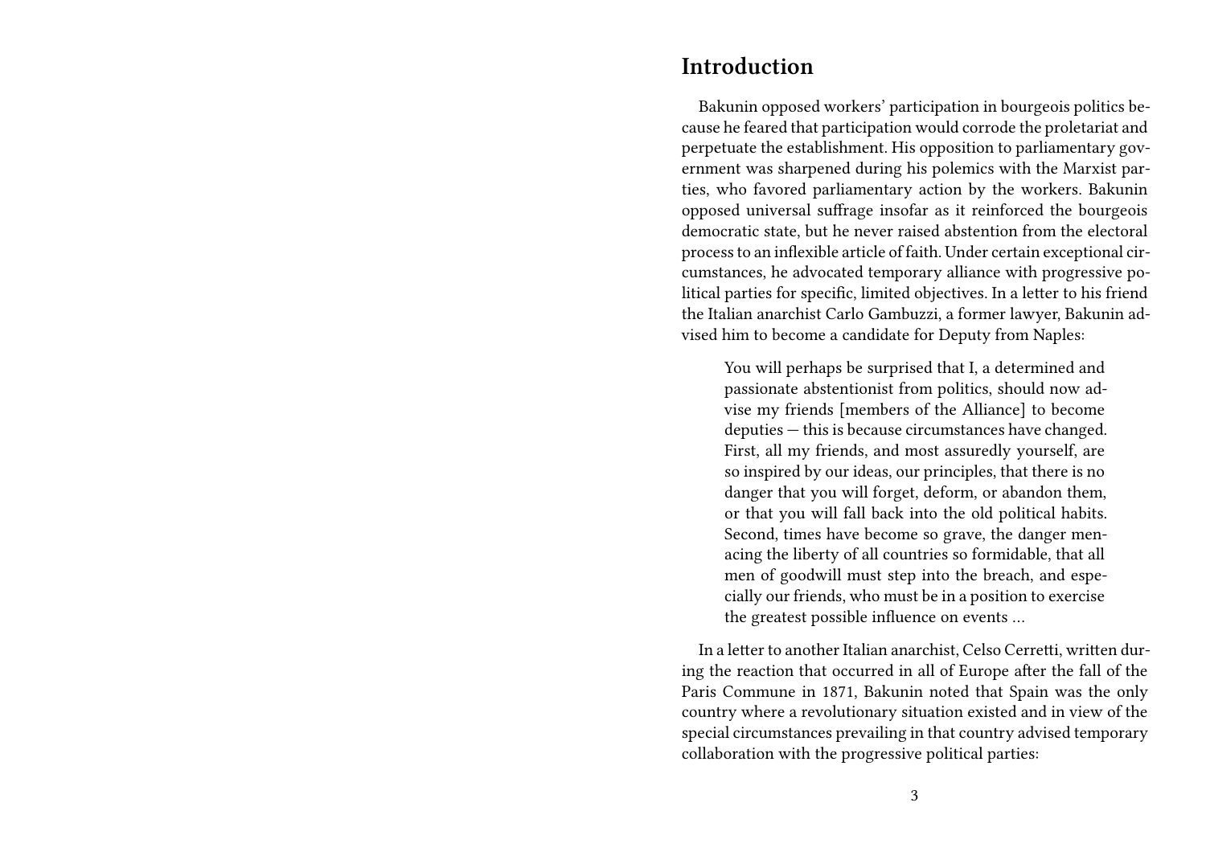## Introduction

Bakunin opposed workers' participation in bourgeois politics because he feared that participation would corrode the proletariat and perpetuate the establishment. His opposition to parliamentary government was sharpened during his polemics with the Marxist parties, who favored parliamentary action by the workers. Bakunin opposed universal suffrage insofar as it reinforced the bourgeois democratic state, but he never raised abstention from the electoral process to an inflexible article of faith. Under certain exceptional circumstances, he advocated temporary alliance with progressive political parties for specific, limited objectives. In a letter to his friend the Italian anarchist Carlo Gambuzzi, a former lawyer, Bakunin advised him to become a candidate for Deputy from Naples:

> You will perhaps be surprised that I, a determined and passionate abstentionist from politics, should now advise my friends [members of the Alliance] to become deputies — this is because circumstances have changed. First, all my friends, and most assuredly yourself, are so inspired by our ideas, our principles, that there is no danger that you will forget, deform, or abandon them, or that you will fall back into the old political habits. Second, times have become so grave, the danger menacing the liberty of all countries so formidable, that all men of goodwill must step into the breach, and especially our friends, who must be in a position to exercise the greatest possible influence on events …

In a letter to another Italian anarchist, Celso Cerretti, written during the reaction that occurred in all of Europe after the fall of the Paris Commune in 1871, Bakunin noted that Spain was the only country where a revolutionary situation existed and in view of the special circumstances prevailing in that country advised temporary collaboration with the progressive political parties: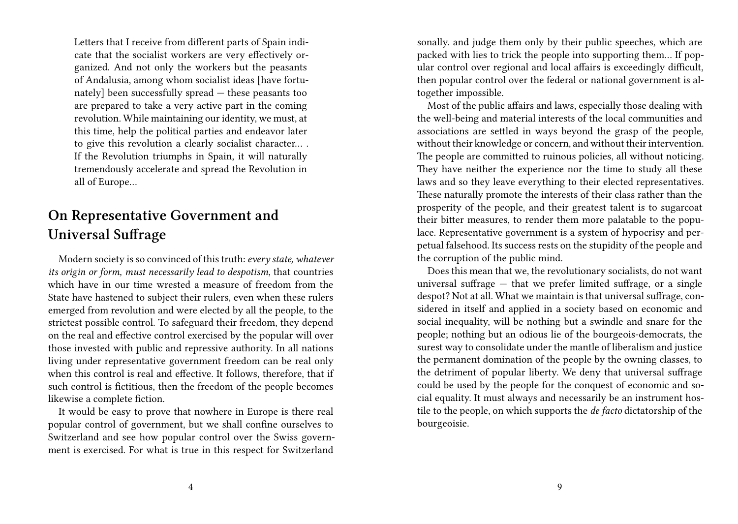Letters that I receive from different parts of Spain indicate that the socialist workers are very effectively organized. And not only the workers but the peasants of Andalusia, among whom socialist ideas [have fortunately] been successfully spread — these peasants too are prepared to take a very active part in the coming revolution. While maintaining our identity, we must, at this time, help the political parties and endeavor later to give this revolution a clearly socialist character… . If the Revolution triumphs in Spain, it will naturally tremendously accelerate and spread the Revolution in all of Europe…

## On Representative Government and Universal Suffrage

Modern society is so convinced of this truth: *every state, whatever its origin or form, must necessarily lead to despotism*, that countries which have in our time wrested a measure of freedom from the State have hastened to subject their rulers, even when these rulers emerged from revolution and were elected by all the people, to the strictest possible control. To safeguard their freedom, they depend on the real and effective control exercised by the popular will over those invested with public and repressive authority. In all nations living under representative government freedom can be real only when this control is real and effective. It follows, therefore, that if such control is fictitious, then the freedom of the people becomes likewise a complete fiction.

It would be easy to prove that nowhere in Europe is there real popular control of government, but we shall confine ourselves to Switzerland and see how popular control over the Swiss government is exercised. For what is true in this respect for Switzerland

sonally. and judge them only by their public speeches, which are packed with lies to trick the people into supporting them… If popular control over regional and local affairs is exceedingly difficult, then popular control over the federal or national government is altogether impossible.

Most of the public affairs and laws, especially those dealing with the well-being and material interests of the local communities and associations are settled in ways beyond the grasp of the people, without their knowledge or concern, and without their intervention. The people are committed to ruinous policies, all without noticing. They have neither the experience nor the time to study all these laws and so they leave everything to their elected representatives. These naturally promote the interests of their class rather than the prosperity of the people, and their greatest talent is to sugarcoat their bitter measures, to render them more palatable to the populace. Representative government is a system of hypocrisy and perpetual falsehood. Its success rests on the stupidity of the people and the corruption of the public mind.

Does this mean that we, the revolutionary socialists, do not want universal suffrage — that we prefer limited suffrage, or a single despot? Not at all. What we maintain is that universal suffrage, considered in itself and applied in a society based on economic and social inequality, will be nothing but a swindle and snare for the people; nothing but an odious lie of the bourgeois-democrats, the surest way to consolidate under the mantle of liberalism and justice the permanent domination of the people by the owning classes, to the detriment of popular liberty. We deny that universal suffrage could be used by the people for the conquest of economic and social equality. It must always and necessarily be an instrument hostile to the people, on which supports the *de facto* dictatorship of the bourgeoisie.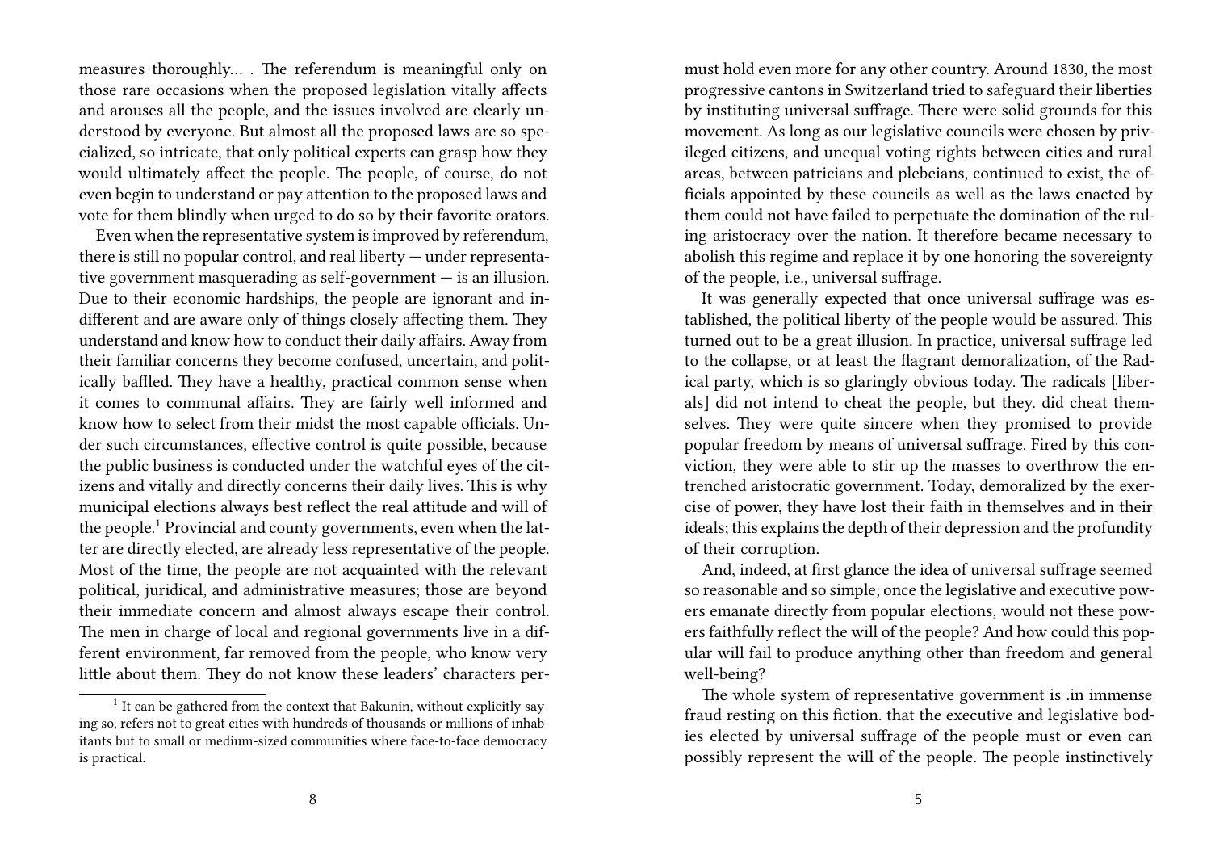measures thoroughly… . The referendum is meaningful only on those rare occasions when the proposed legislation vitally affects and arouses all the people, and the issues involved are clearly understood by everyone. But almost all the proposed laws are so specialized, so intricate, that only political experts can grasp how they would ultimately affect the people. The people, of course, do not even begin to understand or pay attention to the proposed laws and vote for them blindly when urged to do so by their favorite orators.

Even when the representative system is improved by referendum, there is still no popular control, and real liberty — under representative government masquerading as self-government — is an illusion. Due to their economic hardships, the people are ignorant and indifferent and are aware only of things closely affecting them. They understand and know how to conduct their daily affairs. Away from their familiar concerns they become confused, uncertain, and politically baffled. They have a healthy, practical common sense when it comes to communal affairs. They are fairly well informed and know how to select from their midst the most capable officials. Under such circumstances, effective control is quite possible, because the public business is conducted under the watchful eyes of the citizens and vitally and directly concerns their daily lives. This is why municipal elections always best reflect the real attitude and will of the people.[1] Provincial and county governments, even when the latter are directly elected, are already less representative of the people. Most of the time, the people are not acquainted with the relevant political, juridical, and administrative measures; those are beyond their immediate concern and almost always escape their control. The men in charge of local and regional governments live in a different environment, far removed from the people, who know very little about them. They do not know these leaders' characters per-

[1] It can be gathered from the context that Bakunin, without explicitly saying so, refers not to great cities with hundreds of thousands or millions of inhabitants but to small or medium-sized communities where face-to-face democracy is practical.

must hold even more for any other country. Around 1830, the most progressive cantons in Switzerland tried to safeguard their liberties by instituting universal suffrage. There were solid grounds for this movement. As long as our legislative councils were chosen by privileged citizens, and unequal voting rights between cities and rural areas, between patricians and plebeians, continued to exist, the officials appointed by these councils as well as the laws enacted by them could not have failed to perpetuate the domination of the ruling aristocracy over the nation. It therefore became necessary to abolish this regime and replace it by one honoring the sovereignty of the people, i.e., universal suffrage.

It was generally expected that once universal suffrage was established, the political liberty of the people would be assured. This turned out to be a great illusion. In practice, universal suffrage led to the collapse, or at least the flagrant demoralization, of the Radical party, which is so glaringly obvious today. The radicals [liberals] did not intend to cheat the people, but they. did cheat themselves. They were quite sincere when they promised to provide popular freedom by means of universal suffrage. Fired by this conviction, they were able to stir up the masses to overthrow the entrenched aristocratic government. Today, demoralized by the exercise of power, they have lost their faith in themselves and in their ideals; this explains the depth of their depression and the profundity of their corruption.

And, indeed, at first glance the idea of universal suffrage seemed so reasonable and so simple; once the legislative and executive powers emanate directly from popular elections, would not these powers faithfully reflect the will of the people? And how could this popular will fail to produce anything other than freedom and general well-being?

The whole system of representative government is .in immense fraud resting on this fiction. that the executive and legislative bodies elected by universal suffrage of the people must or even can possibly represent the will of the people. The people instinctively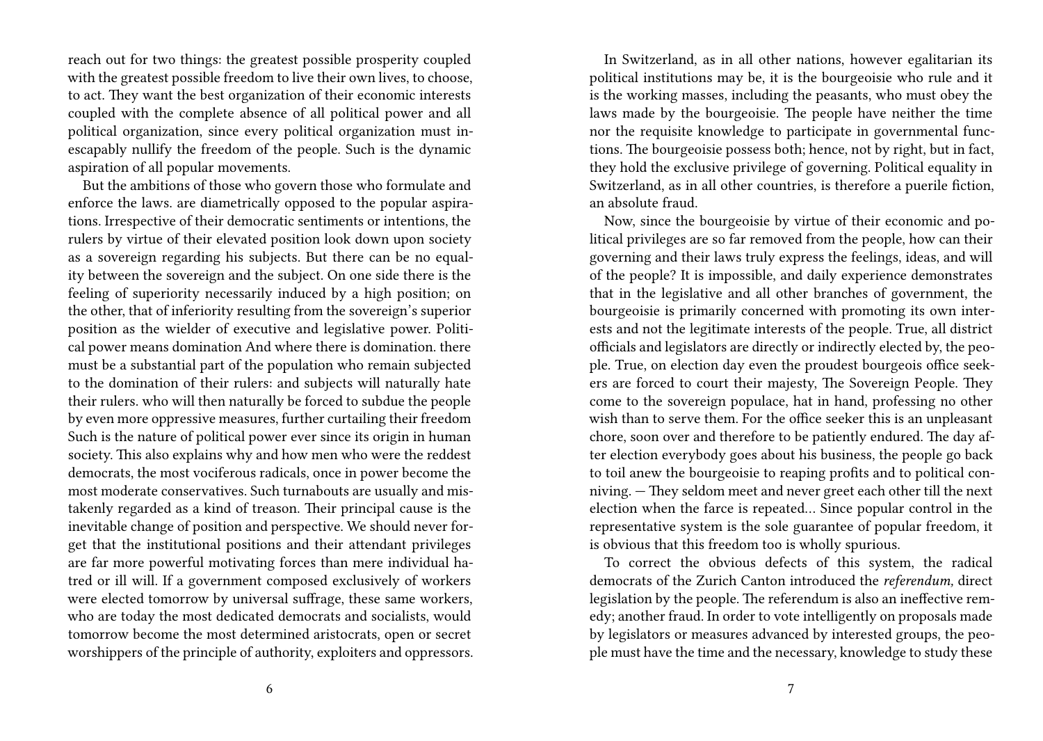reach out for two things: the greatest possible prosperity coupled with the greatest possible freedom to live their own lives, to choose, to act. They want the best organization of their economic interests coupled with the complete absence of all political power and all political organization, since every political organization must inescapably nullify the freedom of the people. Such is the dynamic aspiration of all popular movements.

But the ambitions of those who govern those who formulate and enforce the laws. are diametrically opposed to the popular aspirations. Irrespective of their democratic sentiments or intentions, the rulers by virtue of their elevated position look down upon society as a sovereign regarding his subjects. But there can be no equality between the sovereign and the subject. On one side there is the feeling of superiority necessarily induced by a high position; on the other, that of inferiority resulting from the sovereign's superior position as the wielder of executive and legislative power. Political power means domination And where there is domination. there must be a substantial part of the population who remain subjected to the domination of their rulers: and subjects will naturally hate their rulers. who will then naturally be forced to subdue the people by even more oppressive measures, further curtailing their freedom Such is the nature of political power ever since its origin in human society. This also explains why and how men who were the reddest democrats, the most vociferous radicals, once in power become the most moderate conservatives. Such turnabouts are usually and mistakenly regarded as a kind of treason. Their principal cause is the inevitable change of position and perspective. We should never forget that the institutional positions and their attendant privileges are far more powerful motivating forces than mere individual hatred or ill will. If a government composed exclusively of workers were elected tomorrow by universal suffrage, these same workers, who are today the most dedicated democrats and socialists, would tomorrow become the most determined aristocrats, open or secret worshippers of the principle of authority, exploiters and oppressors.

In Switzerland, as in all other nations, however egalitarian its political institutions may be, it is the bourgeoisie who rule and it is the working masses, including the peasants, who must obey the laws made by the bourgeoisie. The people have neither the time nor the requisite knowledge to participate in governmental functions. The bourgeoisie possess both; hence, not by right, but in fact, they hold the exclusive privilege of governing. Political equality in Switzerland, as in all other countries, is therefore a puerile fiction, an absolute fraud.

Now, since the bourgeoisie by virtue of their economic and political privileges are so far removed from the people, how can their governing and their laws truly express the feelings, ideas, and will of the people? It is impossible, and daily experience demonstrates that in the legislative and all other branches of government, the bourgeoisie is primarily concerned with promoting its own interests and not the legitimate interests of the people. True, all district officials and legislators are directly or indirectly elected by, the people. True, on election day even the proudest bourgeois office seekers are forced to court their majesty, The Sovereign People. They come to the sovereign populace, hat in hand, professing no other wish than to serve them. For the office seeker this is an unpleasant chore, soon over and therefore to be patiently endured. The day after election everybody goes about his business, the people go back to toil anew the bourgeoisie to reaping profits and to political conniving. — They seldom meet and never greet each other till the next election when the farce is repeated… Since popular control in the representative system is the sole guarantee of popular freedom, it is obvious that this freedom too is wholly spurious.

To correct the obvious defects of this system, the radical democrats of the Zurich Canton introduced the *referendum,* direct legislation by the people. The referendum is also an ineffective remedy; another fraud. In order to vote intelligently on proposals made by legislators or measures advanced by interested groups, the people must have the time and the necessary, knowledge to study these